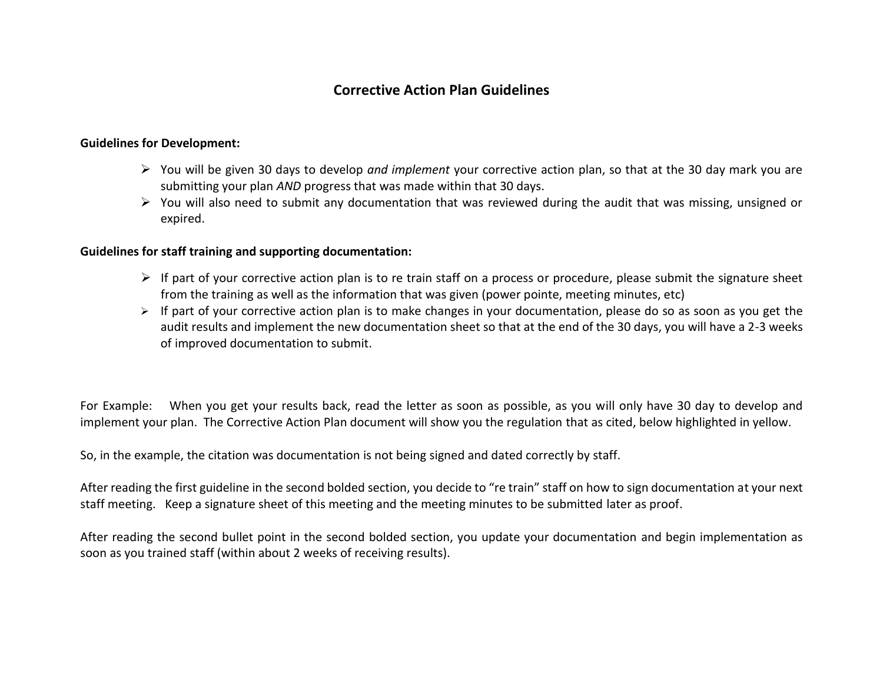# Corrective Action Plan Guidelines

**Guidelines for Development:**

- You will be given 30 days to develop *and implement* your corrective action plan, so that at the 30 day mark you are submitting your plan *AND* progress that was made within that 30 days.
- You will also need to submit any documentation that was reviewed during the audit that was missing, unsigned or expired.

**Guidelines for staff training and supporting documentation:**

- If part of your corrective action plan is to re train staff on a process or procedure, please submit the signature sheet from the training as well as the information that was given (power pointe, meeting minutes, etc)
- If part of your corrective action plan is to make changes in your documentation, please do so as soon as you get the audit results and implement the new documentation sheet so that at the end of the 30 days, you will have a 2-3 weeks of improved documentation to submit.

For Example: When you get your results back, read the letter as soon as possible, as you will only have 30 day to develop and implement your plan. The Corrective Action Plan document will show you the regulation that as cited, below highlighted in yellow.

So, in the example, the citation was documentation is not being signed and dated correctly by staff.

After reading the first guideline in the second bolded section, you decide to "re train" staff on how to sign documentation at your next staff meeting. Keep a signature sheet of this meeting and the meeting minutes to be submitted later as proof.

After reading the second bullet point in the second bolded section, you update your documentation and begin implementation as soon as you trained staff (within about 2 weeks of receiving results).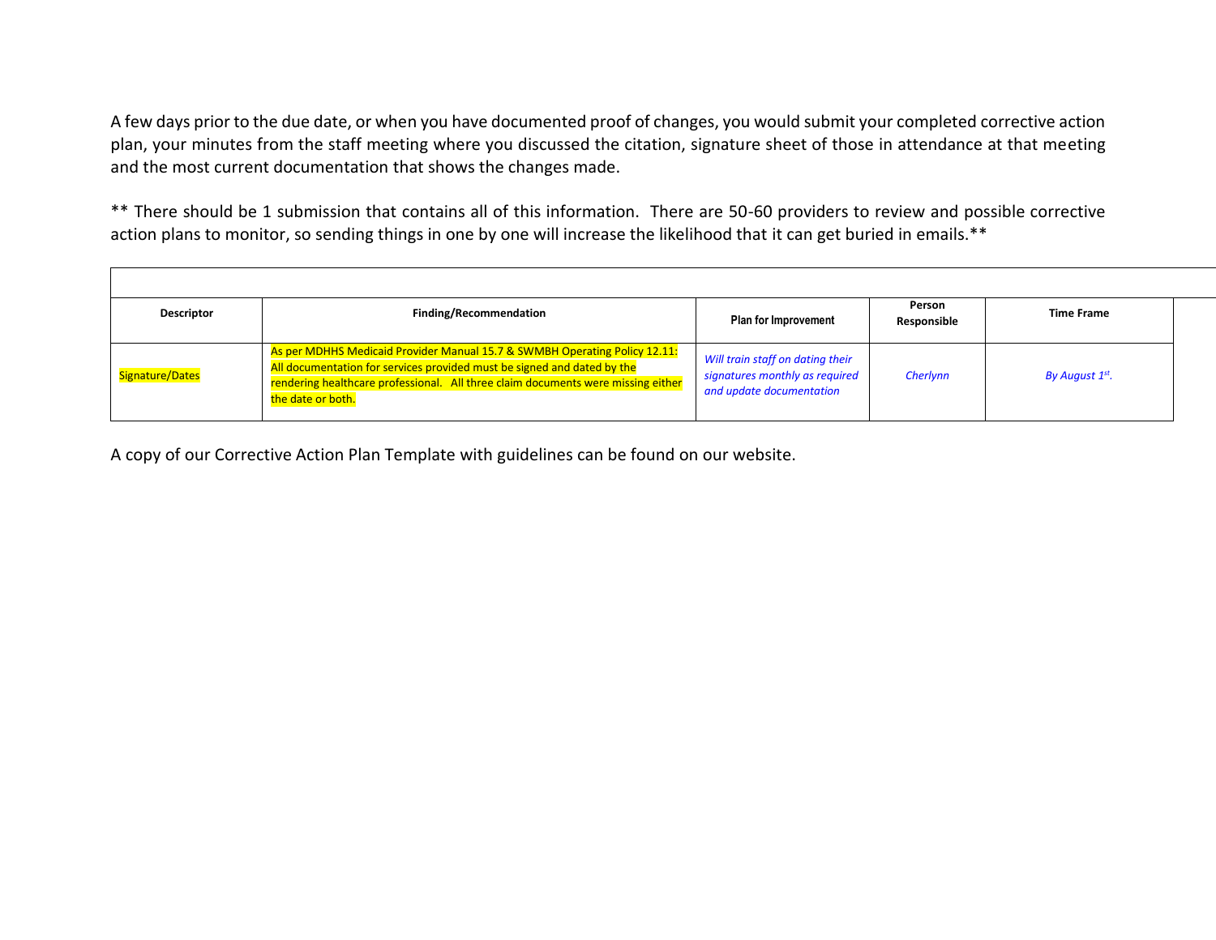A few days prior to the due date, or when you have documented proof of changes, you would submit your completed corrective action plan, your minutes from the staff meeting where you discussed the citation, signature sheet of those in attendance at that meeting and the most current documentation that shows the changes made.

** There should be 1 submission that contains all of this information. There are 50-60 providers to review and possible corrective action plans to monitor, so sending things in one by one will increase the likelihood that it can get buried in emails.**

| Descriptor | Finding/Recommendation | Plan for Improvement | Person Responsible | Time Frame |
|---|---|---|---|---|
| Signature/Dates | As per MDHHS Medicaid Provider Manual 15.7 & SWMBH Operating Policy 12.11: All documentation for services provided must be signed and dated by the rendering healthcare professional. All three claim documents were missing either the date or both. | *Will train staff on dating their signatures monthly as required and update documentation* | *Cherlynn* | *By August 1st.* |

A copy of our Corrective Action Plan Template with guidelines can be found on our website.